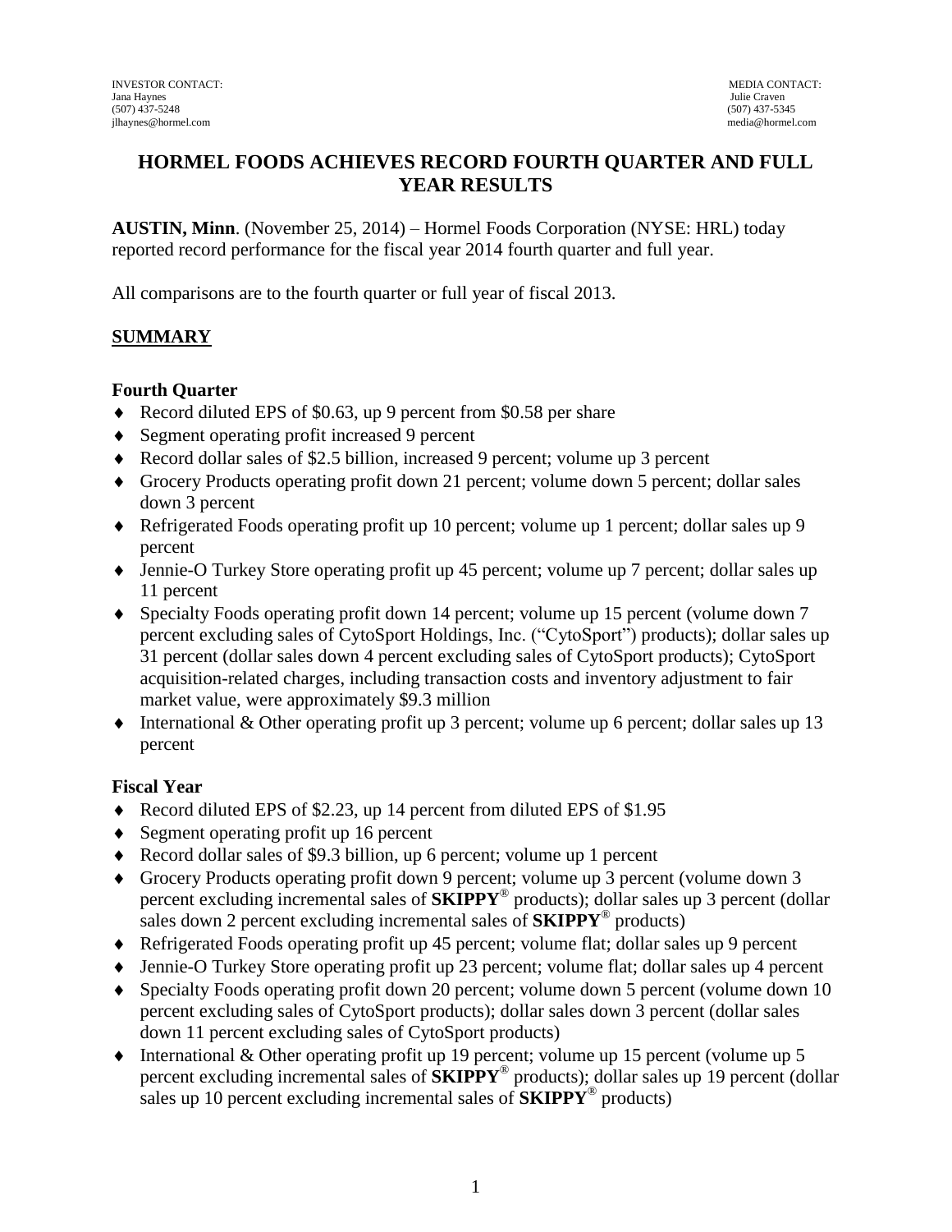INVESTOR CONTACT:
Jana Haynes
(507) 437-5248
jlhaynes@hormel.com

MEDIA CONTACT:
Julie Craven
(507) 437-5345
media@hormel.com

# HORMEL FOODS ACHIEVES RECORD FOURTH QUARTER AND FULL YEAR RESULTS

**AUSTIN, Minn**. (November 25, 2014) – Hormel Foods Corporation (NYSE: HRL) today reported record performance for the fiscal year 2014 fourth quarter and full year.

All comparisons are to the fourth quarter or full year of fiscal 2013.

## SUMMARY

### Fourth Quarter

- Record diluted EPS of $0.63, up 9 percent from $0.58 per share
- Segment operating profit increased 9 percent
- Record dollar sales of $2.5 billion, increased 9 percent; volume up 3 percent
- Grocery Products operating profit down 21 percent; volume down 5 percent; dollar sales down 3 percent
- Refrigerated Foods operating profit up 10 percent; volume up 1 percent; dollar sales up 9 percent
- Jennie-O Turkey Store operating profit up 45 percent; volume up 7 percent; dollar sales up 11 percent
- Specialty Foods operating profit down 14 percent; volume up 15 percent (volume down 7 percent excluding sales of CytoSport Holdings, Inc. ("CytoSport") products); dollar sales up 31 percent (dollar sales down 4 percent excluding sales of CytoSport products); CytoSport acquisition-related charges, including transaction costs and inventory adjustment to fair market value, were approximately $9.3 million
- International & Other operating profit up 3 percent; volume up 6 percent; dollar sales up 13 percent

### Fiscal Year

- Record diluted EPS of $2.23, up 14 percent from diluted EPS of $1.95
- Segment operating profit up 16 percent
- Record dollar sales of $9.3 billion, up 6 percent; volume up 1 percent
- Grocery Products operating profit down 9 percent; volume up 3 percent (volume down 3 percent excluding incremental sales of **SKIPPY**® products); dollar sales up 3 percent (dollar sales down 2 percent excluding incremental sales of **SKIPPY**® products)
- Refrigerated Foods operating profit up 45 percent; volume flat; dollar sales up 9 percent
- Jennie-O Turkey Store operating profit up 23 percent; volume flat; dollar sales up 4 percent
- Specialty Foods operating profit down 20 percent; volume down 5 percent (volume down 10 percent excluding sales of CytoSport products); dollar sales down 3 percent (dollar sales down 11 percent excluding sales of CytoSport products)
- International & Other operating profit up 19 percent; volume up 15 percent (volume up 5 percent excluding incremental sales of **SKIPPY**® products); dollar sales up 19 percent (dollar sales up 10 percent excluding incremental sales of **SKIPPY**® products)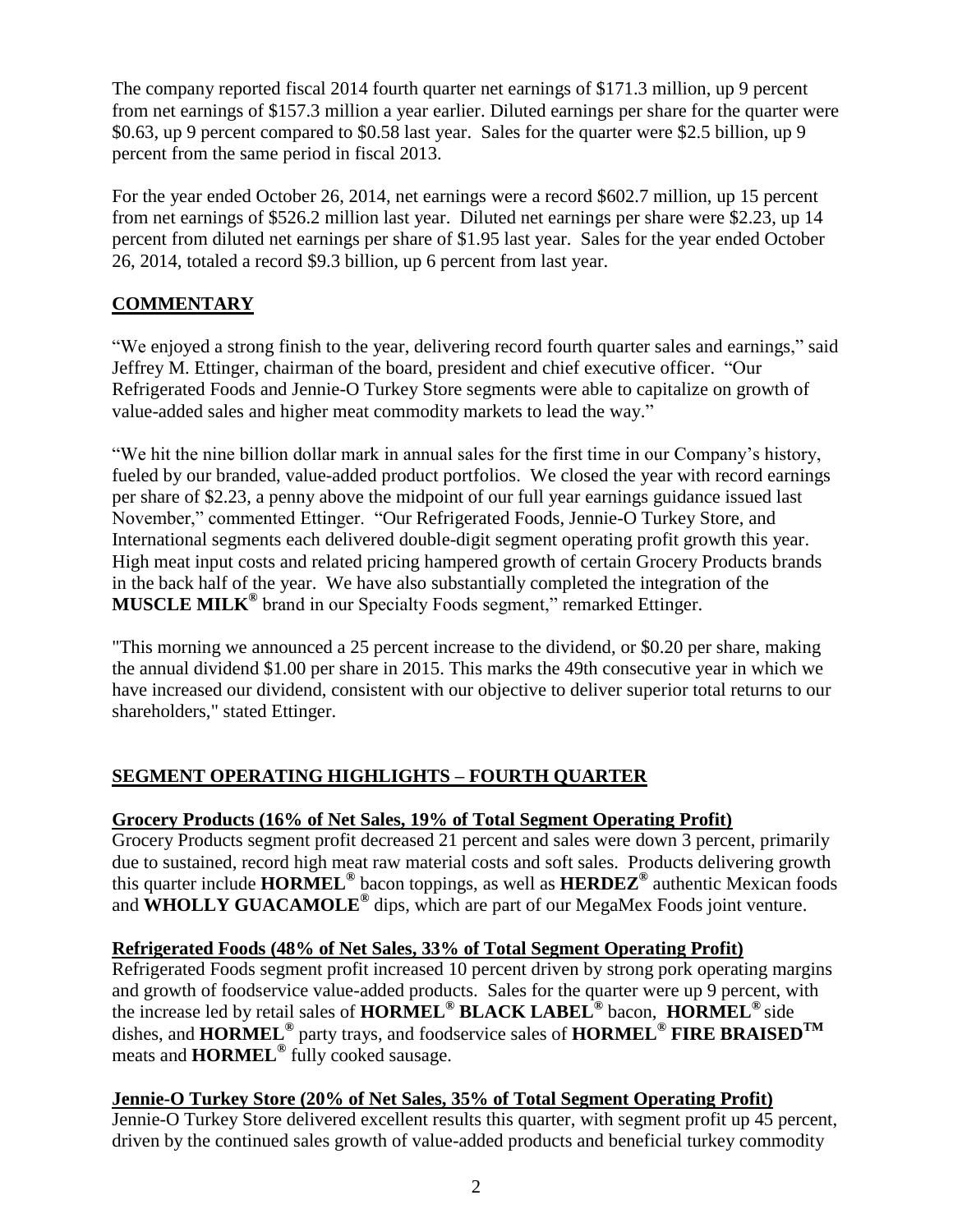The company reported fiscal 2014 fourth quarter net earnings of $171.3 million, up 9 percent from net earnings of $157.3 million a year earlier. Diluted earnings per share for the quarter were $0.63, up 9 percent compared to $0.58 last year. Sales for the quarter were $2.5 billion, up 9 percent from the same period in fiscal 2013.

For the year ended October 26, 2014, net earnings were a record $602.7 million, up 15 percent from net earnings of $526.2 million last year. Diluted net earnings per share were $2.23, up 14 percent from diluted net earnings per share of $1.95 last year. Sales for the year ended October 26, 2014, totaled a record $9.3 billion, up 6 percent from last year.

## COMMENTARY

"We enjoyed a strong finish to the year, delivering record fourth quarter sales and earnings," said Jeffrey M. Ettinger, chairman of the board, president and chief executive officer. "Our Refrigerated Foods and Jennie-O Turkey Store segments were able to capitalize on growth of value-added sales and higher meat commodity markets to lead the way."

"We hit the nine billion dollar mark in annual sales for the first time in our Company's history, fueled by our branded, value-added product portfolios. We closed the year with record earnings per share of $2.23, a penny above the midpoint of our full year earnings guidance issued last November," commented Ettinger. "Our Refrigerated Foods, Jennie-O Turkey Store, and International segments each delivered double-digit segment operating profit growth this year. High meat input costs and related pricing hampered growth of certain Grocery Products brands in the back half of the year. We have also substantially completed the integration of the **MUSCLE MILK®** brand in our Specialty Foods segment," remarked Ettinger.

"This morning we announced a 25 percent increase to the dividend, or $0.20 per share, making the annual dividend $1.00 per share in 2015. This marks the 49th consecutive year in which we have increased our dividend, consistent with our objective to deliver superior total returns to our shareholders," stated Ettinger.

## SEGMENT OPERATING HIGHLIGHTS – FOURTH QUARTER

### Grocery Products (16% of Net Sales, 19% of Total Segment Operating Profit)

Grocery Products segment profit decreased 21 percent and sales were down 3 percent, primarily due to sustained, record high meat raw material costs and soft sales. Products delivering growth this quarter include **HORMEL®** bacon toppings, as well as **HERDEZ®** authentic Mexican foods and **WHOLLY GUACAMOLE®** dips, which are part of our MegaMex Foods joint venture.

### Refrigerated Foods (48% of Net Sales, 33% of Total Segment Operating Profit)

Refrigerated Foods segment profit increased 10 percent driven by strong pork operating margins and growth of foodservice value-added products. Sales for the quarter were up 9 percent, with the increase led by retail sales of **HORMEL® BLACK LABEL®** bacon, **HORMEL®** side dishes, and **HORMEL®** party trays, and foodservice sales of **HORMEL® FIRE BRAISED™** meats and **HORMEL®** fully cooked sausage.

### Jennie-O Turkey Store (20% of Net Sales, 35% of Total Segment Operating Profit)

Jennie-O Turkey Store delivered excellent results this quarter, with segment profit up 45 percent, driven by the continued sales growth of value-added products and beneficial turkey commodity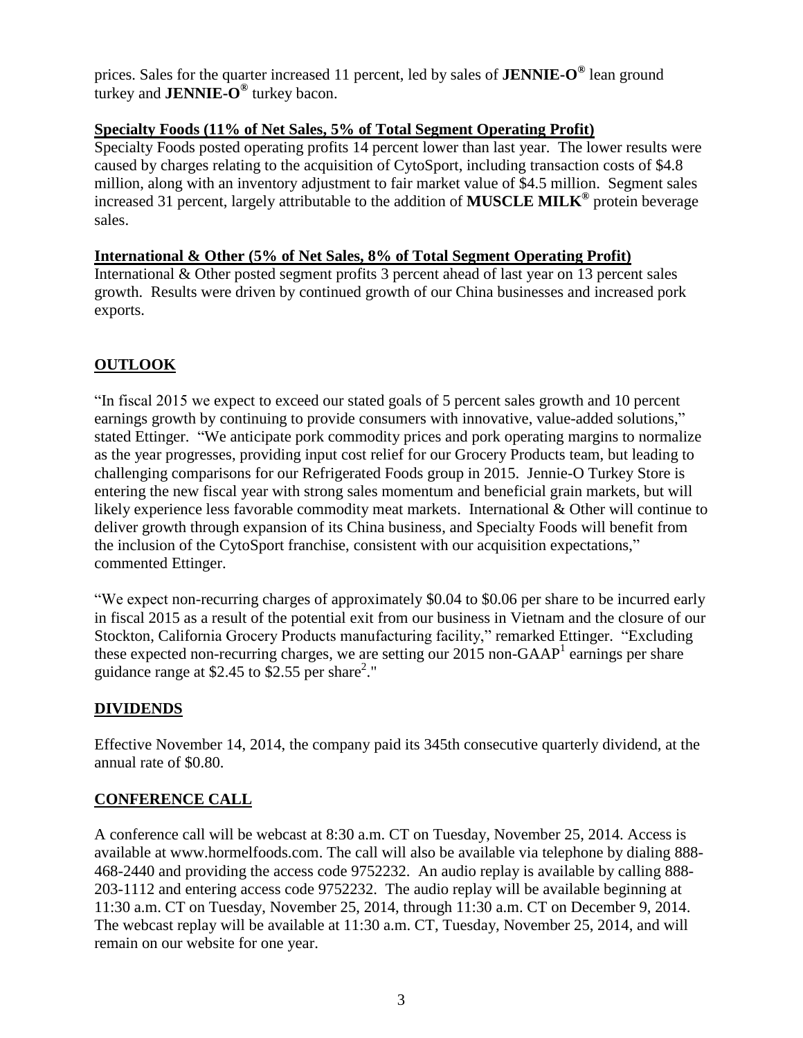prices. Sales for the quarter increased 11 percent, led by sales of **JENNIE-O®** lean ground turkey and **JENNIE-O®** turkey bacon.

**Specialty Foods (11% of Net Sales, 5% of Total Segment Operating Profit)**

Specialty Foods posted operating profits 14 percent lower than last year. The lower results were caused by charges relating to the acquisition of CytoSport, including transaction costs of $4.8 million, along with an inventory adjustment to fair market value of $4.5 million. Segment sales increased 31 percent, largely attributable to the addition of **MUSCLE MILK®** protein beverage sales.

**International & Other (5% of Net Sales, 8% of Total Segment Operating Profit)**

International & Other posted segment profits 3 percent ahead of last year on 13 percent sales growth. Results were driven by continued growth of our China businesses and increased pork exports.

## OUTLOOK

"In fiscal 2015 we expect to exceed our stated goals of 5 percent sales growth and 10 percent earnings growth by continuing to provide consumers with innovative, value-added solutions," stated Ettinger. "We anticipate pork commodity prices and pork operating margins to normalize as the year progresses, providing input cost relief for our Grocery Products team, but leading to challenging comparisons for our Refrigerated Foods group in 2015. Jennie-O Turkey Store is entering the new fiscal year with strong sales momentum and beneficial grain markets, but will likely experience less favorable commodity meat markets. International & Other will continue to deliver growth through expansion of its China business, and Specialty Foods will benefit from the inclusion of the CytoSport franchise, consistent with our acquisition expectations," commented Ettinger.

"We expect non-recurring charges of approximately $0.04 to $0.06 per share to be incurred early in fiscal 2015 as a result of the potential exit from our business in Vietnam and the closure of our Stockton, California Grocery Products manufacturing facility," remarked Ettinger. "Excluding these expected non-recurring charges, we are setting our 2015 non-GAAP[1] earnings per share guidance range at $2.45 to $2.55 per share[2]."

## DIVIDENDS

Effective November 14, 2014, the company paid its 345th consecutive quarterly dividend, at the annual rate of $0.80.

## CONFERENCE CALL

A conference call will be webcast at 8:30 a.m. CT on Tuesday, November 25, 2014. Access is available at www.hormelfoods.com. The call will also be available via telephone by dialing 888-468-2440 and providing the access code 9752232. An audio replay is available by calling 888-203-1112 and entering access code 9752232. The audio replay will be available beginning at 11:30 a.m. CT on Tuesday, November 25, 2014, through 11:30 a.m. CT on December 9, 2014. The webcast replay will be available at 11:30 a.m. CT, Tuesday, November 25, 2014, and will remain on our website for one year.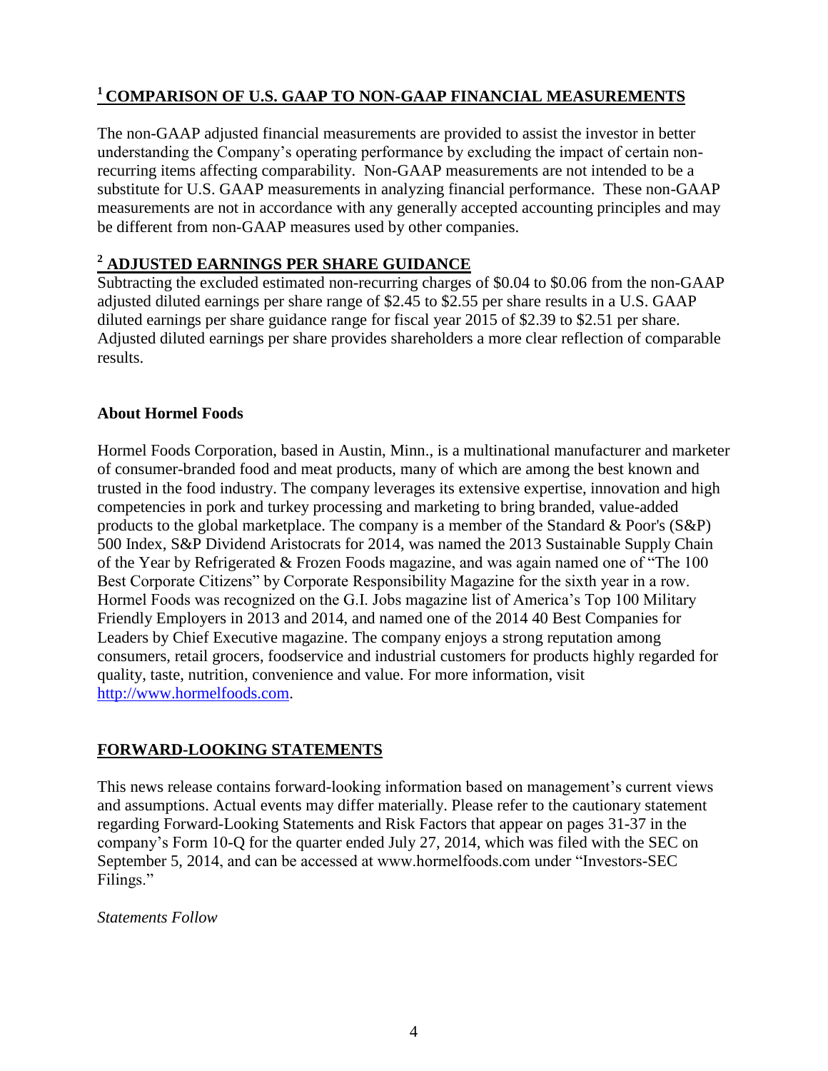## [1] COMPARISON OF U.S. GAAP TO NON-GAAP FINANCIAL MEASUREMENTS

The non-GAAP adjusted financial measurements are provided to assist the investor in better understanding the Company's operating performance by excluding the impact of certain non-recurring items affecting comparability. Non-GAAP measurements are not intended to be a substitute for U.S. GAAP measurements in analyzing financial performance. These non-GAAP measurements are not in accordance with any generally accepted accounting principles and may be different from non-GAAP measures used by other companies.

## [2] ADJUSTED EARNINGS PER SHARE GUIDANCE

Subtracting the excluded estimated non-recurring charges of $0.04 to $0.06 from the non-GAAP adjusted diluted earnings per share range of $2.45 to $2.55 per share results in a U.S. GAAP diluted earnings per share guidance range for fiscal year 2015 of $2.39 to $2.51 per share. Adjusted diluted earnings per share provides shareholders a more clear reflection of comparable results.

**About Hormel Foods**

Hormel Foods Corporation, based in Austin, Minn., is a multinational manufacturer and marketer of consumer-branded food and meat products, many of which are among the best known and trusted in the food industry. The company leverages its extensive expertise, innovation and high competencies in pork and turkey processing and marketing to bring branded, value-added products to the global marketplace. The company is a member of the Standard & Poor's (S&P) 500 Index, S&P Dividend Aristocrats for 2014, was named the 2013 Sustainable Supply Chain of the Year by Refrigerated & Frozen Foods magazine, and was again named one of "The 100 Best Corporate Citizens" by Corporate Responsibility Magazine for the sixth year in a row. Hormel Foods was recognized on the G.I. Jobs magazine list of America's Top 100 Military Friendly Employers in 2013 and 2014, and named one of the 2014 40 Best Companies for Leaders by Chief Executive magazine. The company enjoys a strong reputation among consumers, retail grocers, foodservice and industrial customers for products highly regarded for quality, taste, nutrition, convenience and value. For more information, visit http://www.hormelfoods.com.

## FORWARD-LOOKING STATEMENTS

This news release contains forward-looking information based on management's current views and assumptions. Actual events may differ materially. Please refer to the cautionary statement regarding Forward-Looking Statements and Risk Factors that appear on pages 31-37 in the company's Form 10-Q for the quarter ended July 27, 2014, which was filed with the SEC on September 5, 2014, and can be accessed at www.hormelfoods.com under "Investors-SEC Filings."

*Statements Follow*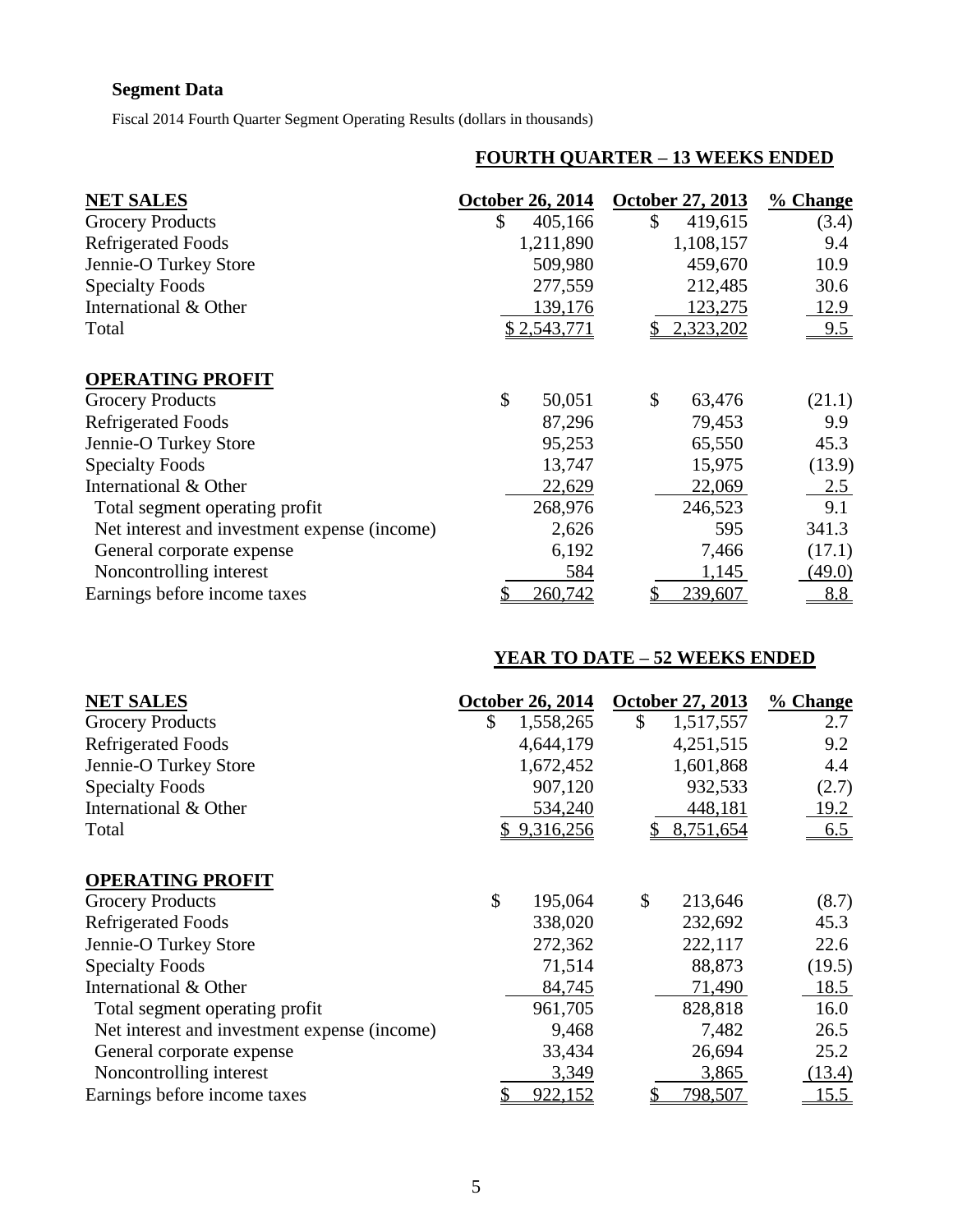**Segment Data**

Fiscal 2014 Fourth Quarter Segment Operating Results (dollars in thousands)

| | FOURTH QUARTER – 13 WEEKS ENDED | | |
|---|---|---|---|
| **NET SALES** | **October 26, 2014** | **October 27, 2013** | **% Change** |
| Grocery Products | $ 405,166 | $ 419,615 | (3.4) |
| Refrigerated Foods | 1,211,890 | 1,108,157 | 9.4 |
| Jennie-O Turkey Store | 509,980 | 459,670 | 10.9 |
| Specialty Foods | 277,559 | 212,485 | 30.6 |
| International & Other | 139,176 | 123,275 | 12.9 |
| Total | $ 2,543,771 | $ 2,323,202 | 9.5 |
| | | | |
| **OPERATING PROFIT** | | | |
| Grocery Products | $ 50,051 | $ 63,476 | (21.1) |
| Refrigerated Foods | 87,296 | 79,453 | 9.9 |
| Jennie-O Turkey Store | 95,253 | 65,550 | 45.3 |
| Specialty Foods | 13,747 | 15,975 | (13.9) |
| International & Other | 22,629 | 22,069 | 2.5 |
| Total segment operating profit | 268,976 | 246,523 | 9.1 |
| Net interest and investment expense (income) | 2,626 | 595 | 341.3 |
| General corporate expense | 6,192 | 7,466 | (17.1) |
| Noncontrolling interest | 584 | 1,145 | (49.0) |
| Earnings before income taxes | $ 260,742 | $ 239,607 | 8.8 |

| | YEAR TO DATE – 52 WEEKS ENDED | | |
|---|---|---|---|
| **NET SALES** | **October 26, 2014** | **October 27, 2013** | **% Change** |
| Grocery Products | $ 1,558,265 | $ 1,517,557 | 2.7 |
| Refrigerated Foods | 4,644,179 | 4,251,515 | 9.2 |
| Jennie-O Turkey Store | 1,672,452 | 1,601,868 | 4.4 |
| Specialty Foods | 907,120 | 932,533 | (2.7) |
| International & Other | 534,240 | 448,181 | 19.2 |
| Total | $ 9,316,256 | $ 8,751,654 | 6.5 |
| | | | |
| **OPERATING PROFIT** | | | |
| Grocery Products | $ 195,064 | $ 213,646 | (8.7) |
| Refrigerated Foods | 338,020 | 232,692 | 45.3 |
| Jennie-O Turkey Store | 272,362 | 222,117 | 22.6 |
| Specialty Foods | 71,514 | 88,873 | (19.5) |
| International & Other | 84,745 | 71,490 | 18.5 |
| Total segment operating profit | 961,705 | 828,818 | 16.0 |
| Net interest and investment expense (income) | 9,468 | 7,482 | 26.5 |
| General corporate expense | 33,434 | 26,694 | 25.2 |
| Noncontrolling interest | 3,349 | 3,865 | (13.4) |
| Earnings before income taxes | $ 922,152 | $ 798,507 | 15.5 |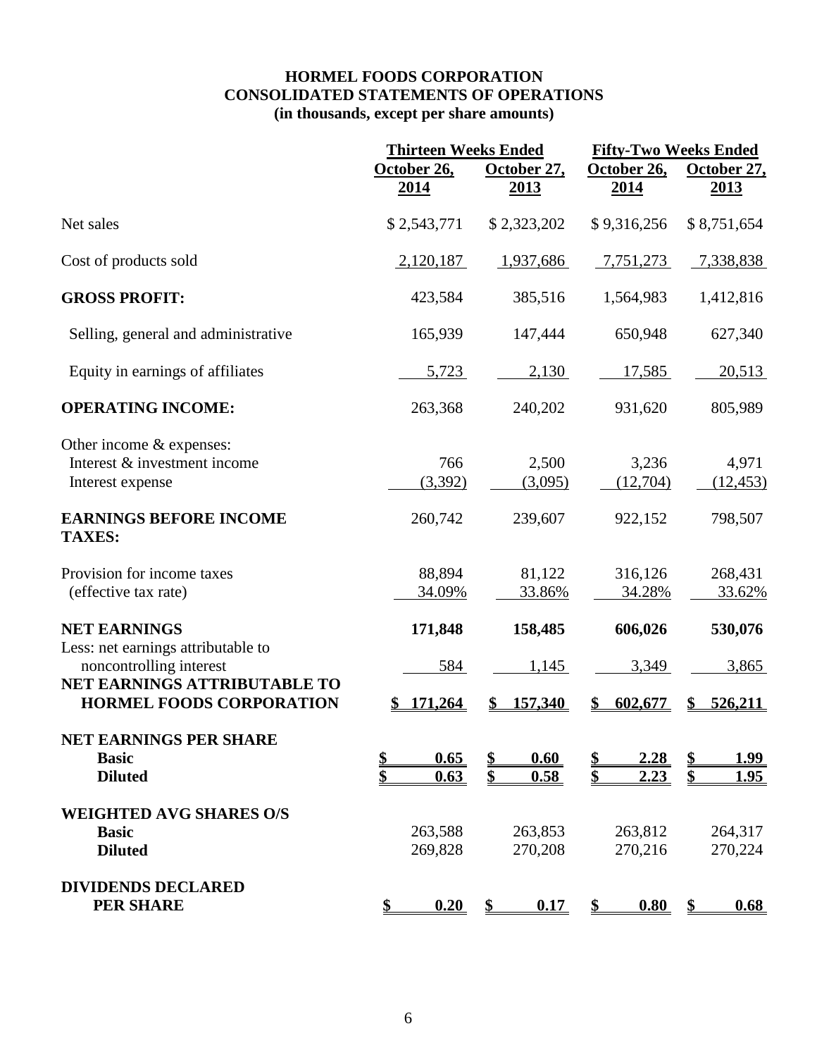# HORMEL FOODS CORPORATION
## CONSOLIDATED STATEMENTS OF OPERATIONS
### (in thousands, except per share amounts)

| | Thirteen Weeks Ended | | Fifty-Two Weeks Ended | |
|---|---|---|---|---|
| | October 26, 2014 | October 27, 2013 | October 26, 2014 | October 27, 2013 |
| Net sales | $ 2,543,771 | $ 2,323,202 | $ 9,316,256 | $ 8,751,654 |
| Cost of products sold | 2,120,187 | 1,937,686 | 7,751,273 | 7,338,838 |
| **GROSS PROFIT:** | 423,584 | 385,516 | 1,564,983 | 1,412,816 |
| Selling, general and administrative | 165,939 | 147,444 | 650,948 | 627,340 |
| Equity in earnings of affiliates | 5,723 | 2,130 | 17,585 | 20,513 |
| **OPERATING INCOME:** | 263,368 | 240,202 | 931,620 | 805,989 |
| Other income & expenses: | | | | |
| Interest & investment income | 766 | 2,500 | 3,236 | 4,971 |
| Interest expense | (3,392) | (3,095) | (12,704) | (12,453) |
| **EARNINGS BEFORE INCOME TAXES:** | 260,742 | 239,607 | 922,152 | 798,507 |
| Provision for income taxes | 88,894 | 81,122 | 316,126 | 268,431 |
| (effective tax rate) | 34.09% | 33.86% | 34.28% | 33.62% |
| **NET EARNINGS** | **171,848** | **158,485** | **606,026** | **530,076** |
| Less: net earnings attributable to noncontrolling interest | 584 | 1,145 | 3,349 | 3,865 |
| **NET EARNINGS ATTRIBUTABLE TO HORMEL FOODS CORPORATION** | **$ 171,264** | **$ 157,340** | **$ 602,677** | **$ 526,211** |
| **NET EARNINGS PER SHARE** | | | | |
| **Basic** | **$ 0.65** | **$ 0.60** | **$ 2.28** | **$ 1.99** |
| **Diluted** | **$ 0.63** | **$ 0.58** | **$ 2.23** | **$ 1.95** |
| **WEIGHTED AVG SHARES O/S** | | | | |
| **Basic** | 263,588 | 263,853 | 263,812 | 264,317 |
| **Diluted** | 269,828 | 270,208 | 270,216 | 270,224 |
| **DIVIDENDS DECLARED PER SHARE** | **$ 0.20** | **$ 0.17** | **$ 0.80** | **$ 0.68** |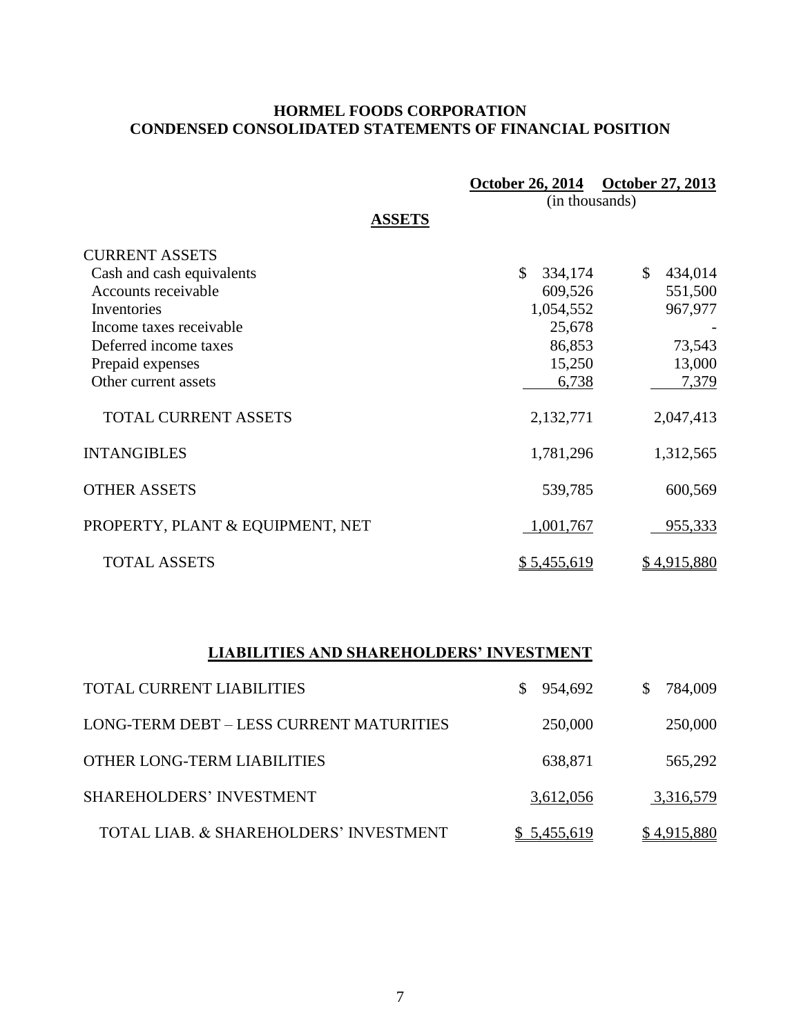# HORMEL FOODS CORPORATION
## CONDENSED CONSOLIDATED STATEMENTS OF FINANCIAL POSITION

| | October 26, 2014 | October 27, 2013 |
|---|---|---|
| | (in thousands) | |
| **ASSETS** | | |
| CURRENT ASSETS | | |
| Cash and cash equivalents | $ 334,174 | $ 434,014 |
| Accounts receivable | 609,526 | 551,500 |
| Inventories | 1,054,552 | 967,977 |
| Income taxes receivable | 25,678 | - |
| Deferred income taxes | 86,853 | 73,543 |
| Prepaid expenses | 15,250 | 13,000 |
| Other current assets | 6,738 | 7,379 |
| TOTAL CURRENT ASSETS | 2,132,771 | 2,047,413 |
| INTANGIBLES | 1,781,296 | 1,312,565 |
| OTHER ASSETS | 539,785 | 600,569 |
| PROPERTY, PLANT & EQUIPMENT, NET | 1,001,767 | 955,333 |
| TOTAL ASSETS | $ 5,455,619 | $ 4,915,880 |

**LIABILITIES AND SHAREHOLDERS' INVESTMENT**

| | October 26, 2014 | October 27, 2013 |
|---|---|---|
| TOTAL CURRENT LIABILITIES | $ 954,692 | $ 784,009 |
| LONG-TERM DEBT – LESS CURRENT MATURITIES | 250,000 | 250,000 |
| OTHER LONG-TERM LIABILITIES | 638,871 | 565,292 |
| SHAREHOLDERS' INVESTMENT | 3,612,056 | 3,316,579 |
| TOTAL LIAB. & SHAREHOLDERS' INVESTMENT | $ 5,455,619 | $ 4,915,880 |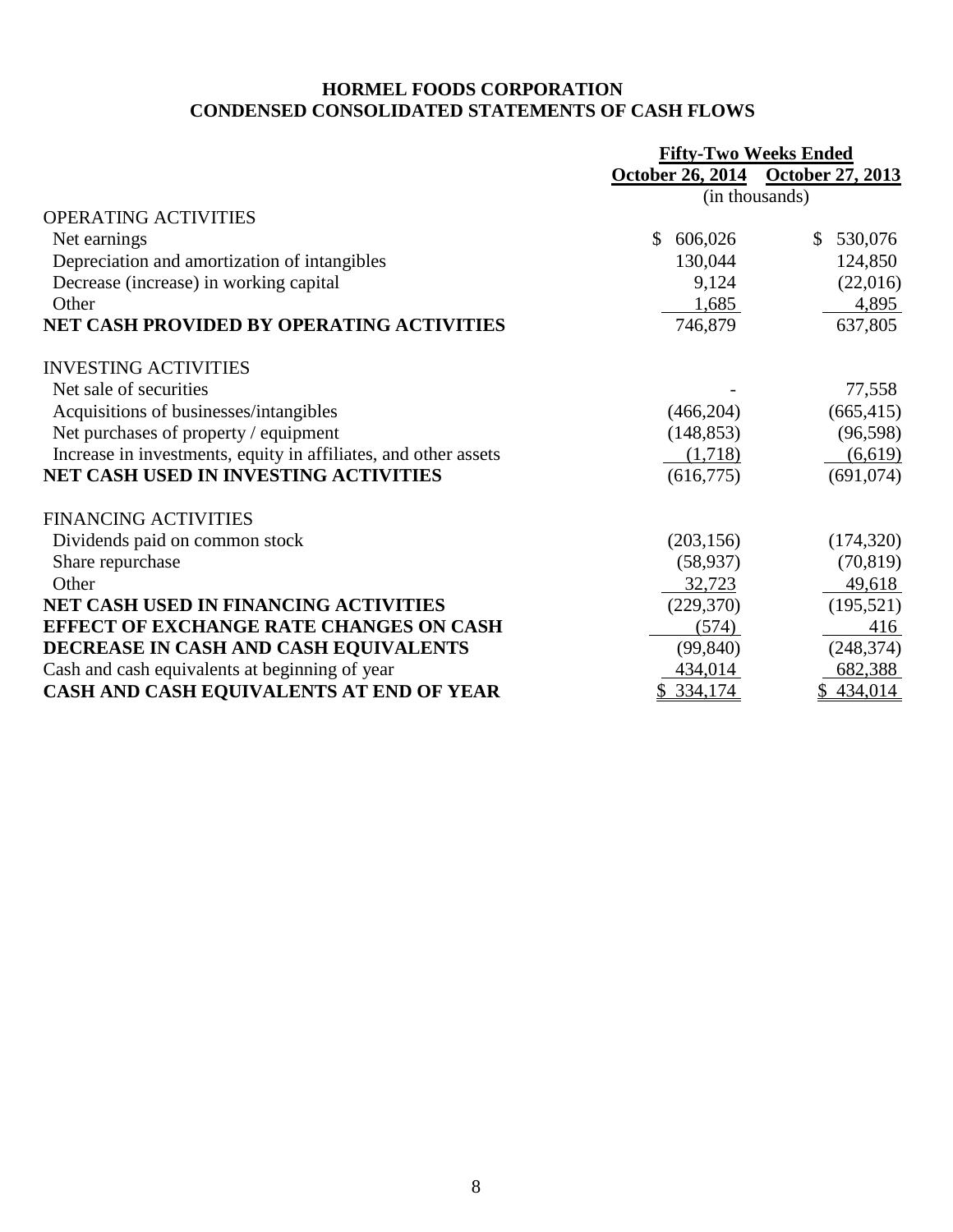# HORMEL FOODS CORPORATION
## CONDENSED CONSOLIDATED STATEMENTS OF CASH FLOWS

| | Fifty-Two Weeks Ended | |
|---|---|---|
| | October 26, 2014 | October 27, 2013 |
| | (in thousands) | |
| OPERATING ACTIVITIES | | |
| Net earnings | $ 606,026 | $ 530,076 |
| Depreciation and amortization of intangibles | 130,044 | 124,850 |
| Decrease (increase) in working capital | 9,124 | (22,016) |
| Other | 1,685 | 4,895 |
| **NET CASH PROVIDED BY OPERATING ACTIVITIES** | 746,879 | 637,805 |
| INVESTING ACTIVITIES | | |
| Net sale of securities | - | 77,558 |
| Acquisitions of businesses/intangibles | (466,204) | (665,415) |
| Net purchases of property / equipment | (148,853) | (96,598) |
| Increase in investments, equity in affiliates, and other assets | (1,718) | (6,619) |
| **NET CASH USED IN INVESTING ACTIVITIES** | (616,775) | (691,074) |
| FINANCING ACTIVITIES | | |
| Dividends paid on common stock | (203,156) | (174,320) |
| Share repurchase | (58,937) | (70,819) |
| Other | 32,723 | 49,618 |
| **NET CASH USED IN FINANCING ACTIVITIES** | (229,370) | (195,521) |
| **EFFECT OF EXCHANGE RATE CHANGES ON CASH** | (574) | 416 |
| **DECREASE IN CASH AND CASH EQUIVALENTS** | (99,840) | (248,374) |
| Cash and cash equivalents at beginning of year | 434,014 | 682,388 |
| **CASH AND CASH EQUIVALENTS AT END OF YEAR** | $ 334,174 | $ 434,014 |